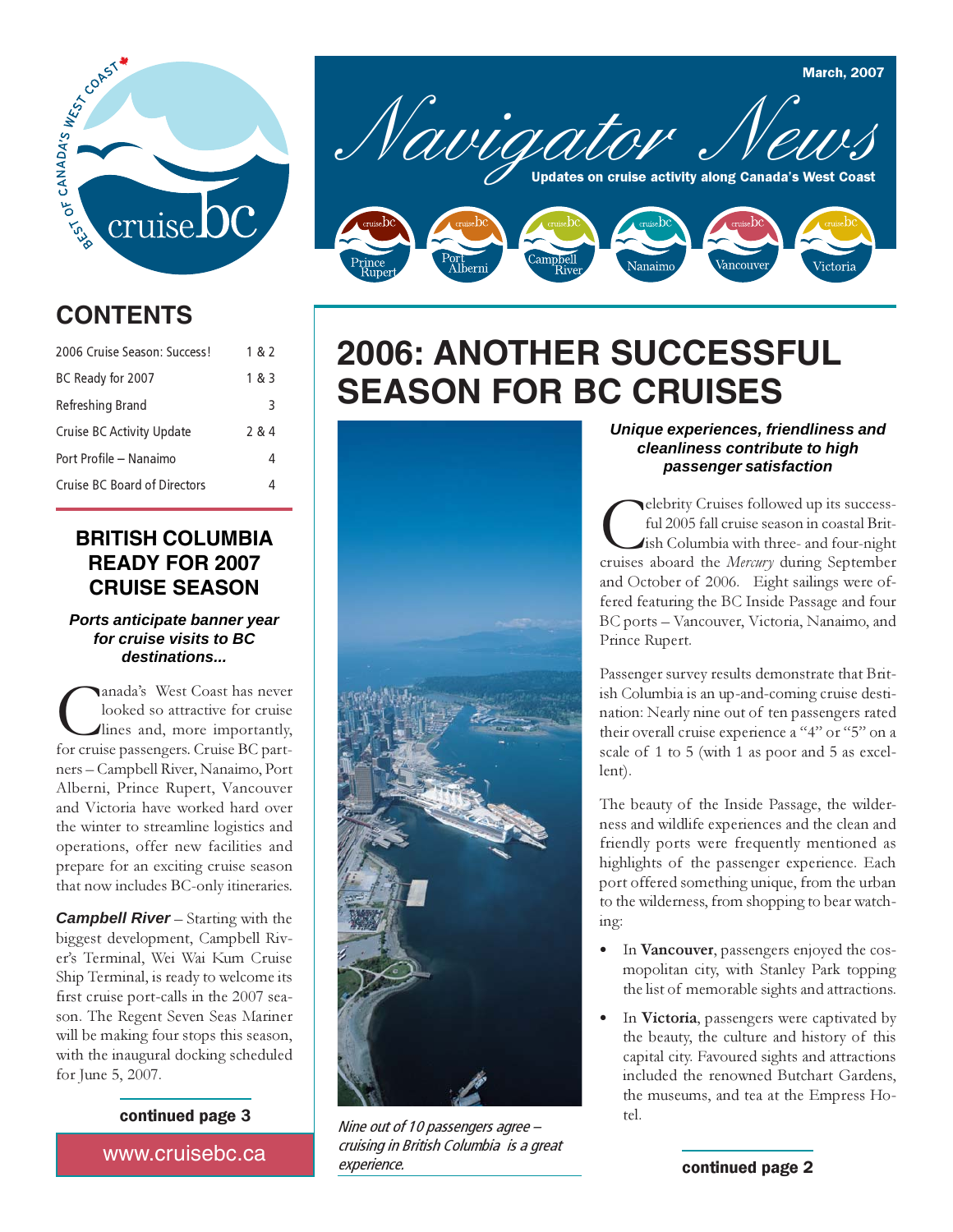# Navigator News

March, 2007

Updates on cruise activity along Canada's West Coast

Prince Rupert · Port Alberni · Campbell River · Nanaimo · Vancouver · Victoria

## CONTENTS

| | |
|---|---|
| 2006 Cruise Season: Success! | 1 & 2 |
| BC Ready for 2007 | 1 & 3 |
| Refreshing Brand | 3 |
| Cruise BC Activity Update | 2 & 4 |
| Port Profile – Nanaimo | 4 |
| Cruise BC Board of Directors | 4 |

## BRITISH COLUMBIA READY FOR 2007 CRUISE SEASON

***Ports anticipate banner year for cruise visits to BC destinations...***

Canada's West Coast has never looked so attractive for cruise lines and, more importantly, for cruise passengers. Cruise BC partners – Campbell River, Nanaimo, Port Alberni, Prince Rupert, Vancouver and Victoria have worked hard over the winter to streamline logistics and operations, offer new facilities and prepare for an exciting cruise season that now includes BC-only itineraries.

***Campbell River*** – Starting with the biggest development, Campbell River's Terminal, Wei Wai Kum Cruise Ship Terminal, is ready to welcome its first cruise port-calls in the 2007 season. The Regent Seven Seas Mariner will be making four stops this season, with the inaugural docking scheduled for June 5, 2007.

**continued page 3**

www.cruisebc.ca

# 2006: ANOTHER SUCCESSFUL SEASON FOR BC CRUISES

*Nine out of 10 passengers agree – cruising in British Columbia is a great experience.*

***Unique experiences, friendliness and cleanliness contribute to high passenger satisfaction***

Celebrity Cruises followed up its successful 2005 fall cruise season in coastal British Columbia with three- and four-night cruises aboard the *Mercury* during September and October of 2006. Eight sailings were offered featuring the BC Inside Passage and four BC ports – Vancouver, Victoria, Nanaimo, and Prince Rupert.

Passenger survey results demonstrate that British Columbia is an up-and-coming cruise destination: Nearly nine out of ten passengers rated their overall cruise experience a "4" or "5" on a scale of 1 to 5 (with 1 as poor and 5 as excellent).

The beauty of the Inside Passage, the wilderness and wildlife experiences and the clean and friendly ports were frequently mentioned as highlights of the passenger experience. Each port offered something unique, from the urban to the wilderness, from shopping to bear watching:

- In **Vancouver**, passengers enjoyed the cosmopolitan city, with Stanley Park topping the list of memorable sights and attractions.
- In **Victoria**, passengers were captivated by the beauty, the culture and history of this capital city. Favoured sights and attractions included the renowned Butchart Gardens, the museums, and tea at the Empress Hotel.

**continued page 2**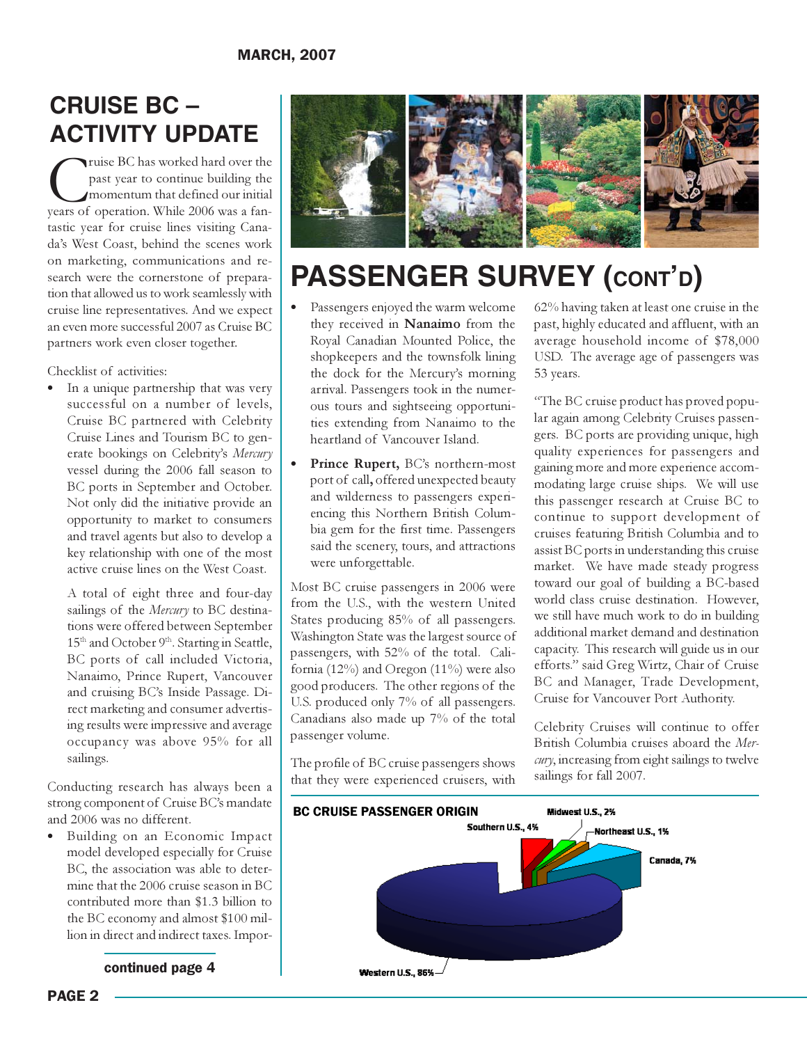MARCH, 2007

## CRUISE BC – ACTIVITY UPDATE

Cruise BC has worked hard over the past year to continue building the momentum that defined our initial years of operation. While 2006 was a fantastic year for cruise lines visiting Canada's West Coast, behind the scenes work on marketing, communications and research were the cornerstone of preparation that allowed us to work seamlessly with cruise line representatives. And we expect an even more successful 2007 as Cruise BC partners work even closer together.

Checklist of activities:

- In a unique partnership that was very successful on a number of levels, Cruise BC partnered with Celebrity Cruise Lines and Tourism BC to generate bookings on Celebrity's *Mercury* vessel during the 2006 fall season to BC ports in September and October. Not only did the initiative provide an opportunity to market to consumers and travel agents but also to develop a key relationship with one of the most active cruise lines on the West Coast.

  A total of eight three and four-day sailings of the *Mercury* to BC destinations were offered between September 15th and October 9th. Starting in Seattle, BC ports of call included Victoria, Nanaimo, Prince Rupert, Vancouver and cruising BC's Inside Passage. Direct marketing and consumer advertising results were impressive and average occupancy was above 95% for all sailings.

Conducting research has always been a strong component of Cruise BC's mandate and 2006 was no different.

- Building on an Economic Impact model developed especially for Cruise BC, the association was able to determine that the 2006 cruise season in BC contributed more than $1.3 billion to the BC economy and almost $100 million in direct and indirect taxes. Impor-

**continued page 4**

## PASSENGER SURVEY (CONT'D)

- Passengers enjoyed the warm welcome they received in **Nanaimo** from the Royal Canadian Mounted Police, the shopkeepers and the townsfolk lining the dock for the Mercury's morning arrival. Passengers took in the numerous tours and sightseeing opportunities extending from Nanaimo to the heartland of Vancouver Island.
- **Prince Rupert,** BC's northern-most port of call**,** offered unexpected beauty and wilderness to passengers experiencing this Northern British Columbia gem for the first time. Passengers said the scenery, tours, and attractions were unforgettable.

Most BC cruise passengers in 2006 were from the U.S., with the western United States producing 85% of all passengers. Washington State was the largest source of passengers, with 52% of the total. California (12%) and Oregon (11%) were also good producers. The other regions of the U.S. produced only 7% of all passengers. Canadians also made up 7% of the total passenger volume.

The profile of BC cruise passengers shows that they were experienced cruisers, with 62% having taken at least one cruise in the past, highly educated and affluent, with an average household income of $78,000 USD. The average age of passengers was 53 years.

"The BC cruise product has proved popular again among Celebrity Cruises passengers. BC ports are providing unique, high quality experiences for passengers and gaining more and more experience accommodating large cruise ships. We will use this passenger research at Cruise BC to continue to support development of cruises featuring British Columbia and to assist BC ports in understanding this cruise market. We have made steady progress toward our goal of building a BC-based world class cruise destination. However, we still have much work to do in building additional market demand and destination capacity. This research will guide us in our efforts." said Greg Wirtz, Chair of Cruise BC and Manager, Trade Development, Cruise for Vancouver Port Authority.

Celebrity Cruises will continue to offer British Columbia cruises aboard the *Mercury*, increasing from eight sailings to twelve sailings for fall 2007.

**BC CRUISE PASSENGER ORIGIN**

| Origin | Share |
| --- | --- |
| Western U.S. | 86% |
| Canada | 7% |
| Southern U.S. | 4% |
| Midwest U.S. | 2% |
| Northeast U.S. | 1% |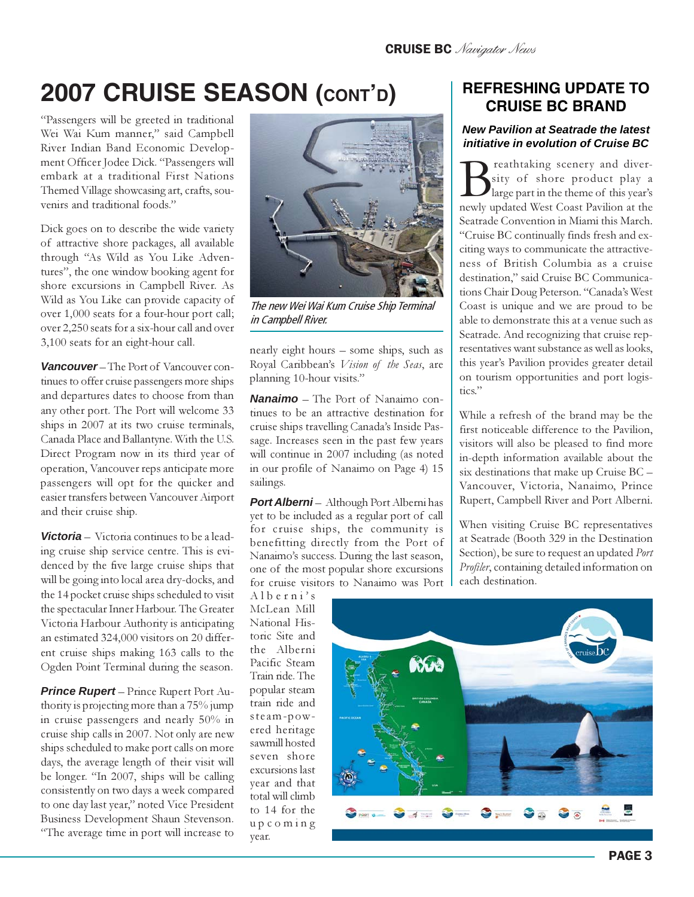# 2007 CRUISE SEASON (CONT'D)

"Passengers will be greeted in traditional Wei Wai Kum manner," said Campbell River Indian Band Economic Development Officer Jodee Dick. "Passengers will embark at a traditional First Nations Themed Village showcasing art, crafts, souvenirs and traditional foods."

Dick goes on to describe the wide variety of attractive shore packages, all available through "As Wild as You Like Adventures", the one window booking agent for shore excursions in Campbell River. As Wild as You Like can provide capacity of over 1,000 seats for a four-hour port call; over 2,250 seats for a six-hour call and over 3,100 seats for an eight-hour call.

***Vancouver*** – The Port of Vancouver continues to offer cruise passengers more ships and departures dates to choose from than any other port. The Port will welcome 33 ships in 2007 at its two cruise terminals, Canada Place and Ballantyne. With the U.S. Direct Program now in its third year of operation, Vancouver reps anticipate more passengers will opt for the quicker and easier transfers between Vancouver Airport and their cruise ship.

***Victoria*** – Victoria continues to be a leading cruise ship service centre. This is evidenced by the five large cruise ships that will be going into local area dry-docks, and the 14 pocket cruise ships scheduled to visit the spectacular Inner Harbour. The Greater Victoria Harbour Authority is anticipating an estimated 324,000 visitors on 20 different cruise ships making 163 calls to the Ogden Point Terminal during the season.

***Prince Rupert*** – Prince Rupert Port Authority is projecting more than a 75% jump in cruise passengers and nearly 50% in cruise ship calls in 2007. Not only are new ships scheduled to make port calls on more days, the average length of their visit will be longer. "In 2007, ships will be calling consistently on two days a week compared to one day last year," noted Vice President Business Development Shaun Stevenson. "The average time in port will increase to nearly eight hours – some ships, such as Royal Caribbean's *Vision of the Seas*, are planning 10-hour visits."

*The new Wei Wai Kum Cruise Ship Terminal in Campbell River.*

***Nanaimo*** – The Port of Nanaimo continues to be an attractive destination for cruise ships travelling Canada's Inside Passage. Increases seen in the past few years will continue in 2007 including (as noted in our profile of Nanaimo on Page 4) 15 sailings.

***Port Alberni*** – Although Port Alberni has yet to be included as a regular port of call for cruise ships, the community is benefitting directly from the Port of Nanaimo's success. During the last season, one of the most popular shore excursions for cruise visitors to Nanaimo was Port Alberni's McLean Mill National Historic Site and the Alberni Pacific Steam Train ride. The popular steam train ride and steam-powered heritage sawmill hosted seven shore excursions last year and that total will climb to 14 for the upcoming year.

## REFRESHING UPDATE TO CRUISE BC BRAND

***New Pavilion at Seatrade the latest initiative in evolution of Cruise BC***

Breathtaking scenery and diversity of shore product play a large part in the theme of this year's newly updated West Coast Pavilion at the Seatrade Convention in Miami this March. "Cruise BC continually finds fresh and exciting ways to communicate the attractiveness of British Columbia as a cruise destination," said Cruise BC Communications Chair Doug Peterson. "Canada's West Coast is unique and we are proud to be able to demonstrate this at a venue such as Seatrade. And recognizing that cruise representatives want substance as well as looks, this year's Pavilion provides greater detail on tourism opportunities and port logistics."

While a refresh of the brand may be the first noticeable difference to the Pavilion, visitors will also be pleased to find more in-depth information available about the six destinations that make up Cruise BC – Vancouver, Victoria, Nanaimo, Prince Rupert, Campbell River and Port Alberni.

When visiting Cruise BC representatives at Seatrade (Booth 329 in the Destination Section), be sure to request an updated *Port Profiler*, containing detailed information on each destination.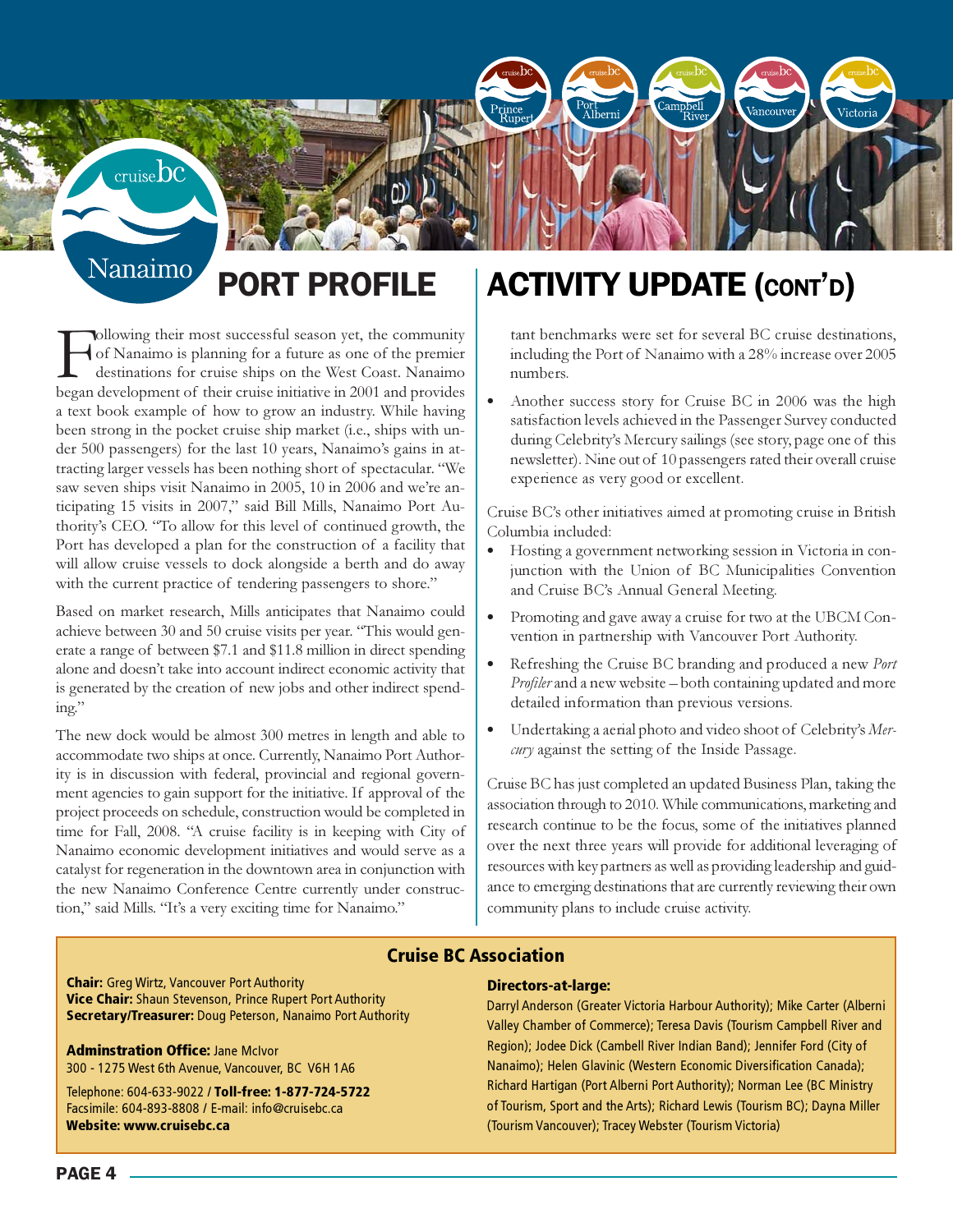## PORT PROFILE

Following their most successful season yet, the community of Nanaimo is planning for a future as one of the premier destinations for cruise ships on the West Coast. Nanaimo began development of their cruise initiative in 2001 and provides a text book example of how to grow an industry. While having been strong in the pocket cruise ship market (i.e., ships with under 500 passengers) for the last 10 years, Nanaimo's gains in attracting larger vessels has been nothing short of spectacular. "We saw seven ships visit Nanaimo in 2005, 10 in 2006 and we're anticipating 15 visits in 2007," said Bill Mills, Nanaimo Port Authority's CEO. "To allow for this level of continued growth, the Port has developed a plan for the construction of a facility that will allow cruise vessels to dock alongside a berth and do away with the current practice of tendering passengers to shore."

Based on market research, Mills anticipates that Nanaimo could achieve between 30 and 50 cruise visits per year. "This would generate a range of between $7.1 and $11.8 million in direct spending alone and doesn't take into account indirect economic activity that is generated by the creation of new jobs and other indirect spending."

The new dock would be almost 300 metres in length and able to accommodate two ships at once. Currently, Nanaimo Port Authority is in discussion with federal, provincial and regional government agencies to gain support for the initiative. If approval of the project proceeds on schedule, construction would be completed in time for Fall, 2008. "A cruise facility is in keeping with City of Nanaimo economic development initiatives and would serve as a catalyst for regeneration in the downtown area in conjunction with the new Nanaimo Conference Centre currently under construction," said Mills. "It's a very exciting time for Nanaimo."

## ACTIVITY UPDATE (CONT'D)

tant benchmarks were set for several BC cruise destinations, including the Port of Nanaimo with a 28% increase over 2005 numbers.

- Another success story for Cruise BC in 2006 was the high satisfaction levels achieved in the Passenger Survey conducted during Celebrity's Mercury sailings (see story, page one of this newsletter). Nine out of 10 passengers rated their overall cruise experience as very good or excellent.

Cruise BC's other initiatives aimed at promoting cruise in British Columbia included:

- Hosting a government networking session in Victoria in conjunction with the Union of BC Municipalities Convention and Cruise BC's Annual General Meeting.
- Promoting and gave away a cruise for two at the UBCM Convention in partnership with Vancouver Port Authority.
- Refreshing the Cruise BC branding and produced a new *Port Profiler* and a new website – both containing updated and more detailed information than previous versions.
- Undertaking a aerial photo and video shoot of Celebrity's *Mercury* against the setting of the Inside Passage.

Cruise BC has just completed an updated Business Plan, taking the association through to 2010. While communications, marketing and research continue to be the focus, some of the initiatives planned over the next three years will provide for additional leveraging of resources with key partners as well as providing leadership and guidance to emerging destinations that are currently reviewing their own community plans to include cruise activity.

### Cruise BC Association

**Chair:** Greg Wirtz, Vancouver Port Authority
**Vice Chair:** Shaun Stevenson, Prince Rupert Port Authority
**Secretary/Treasurer:** Doug Peterson, Nanaimo Port Authority

**Adminstration Office:** Jane McIvor
300 - 1275 West 6th Avenue, Vancouver, BC V6H 1A6

Telephone: 604-633-9022 / **Toll-free: 1-877-724-5722**
Facsimile: 604-893-8808 / E-mail: info@cruisebc.ca
**Website: www.cruisebc.ca**

**Directors-at-large:**
Darryl Anderson (Greater Victoria Harbour Authority); Mike Carter (Alberni Valley Chamber of Commerce); Teresa Davis (Tourism Campbell River and Region); Jodee Dick (Cambell River Indian Band); Jennifer Ford (City of Nanaimo); Helen Glavinic (Western Economic Diversification Canada); Richard Hartigan (Port Alberni Port Authority); Norman Lee (BC Ministry of Tourism, Sport and the Arts); Richard Lewis (Tourism BC); Dayna Miller (Tourism Vancouver); Tracey Webster (Tourism Victoria)